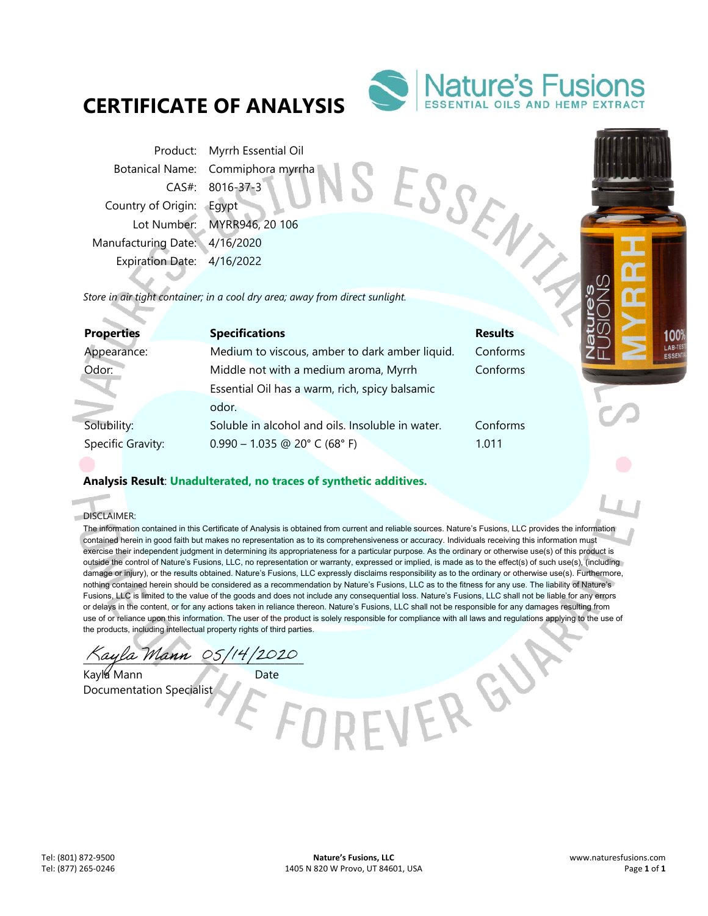# CERTIFICATE OF ANALYSIS

Nature's Fusions
ESSENTIAL OILS AND HEMP EXTRACT

| | |
|---|---|
| Product: | Myrrh Essential Oil |
| Botanical Name: | Commiphora myrrha |
| CAS#: | 8016-37-3 |
| Country of Origin: | Egypt |
| Lot Number: | MYRR946, 20 106 |
| Manufacturing Date: | 4/16/2020 |
| Expiration Date: | 4/16/2022 |

*Store in air tight container; in a cool dry area; away from direct sunlight.*

| **Properties** | **Specifications** | **Results** |
|---|---|---|
| Appearance: | Medium to viscous, amber to dark amber liquid. | Conforms |
| Odor: | Middle not with a medium aroma, Myrrh Essential Oil has a warm, rich, spicy balsamic odor. | Conforms |
| Solubility: | Soluble in alcohol and oils. Insoluble in water. | Conforms |
| Specific Gravity: | 0.990 – 1.035 @ 20° C (68° F) | 1.011 |

**Analysis Result**: **Unadulterated, no traces of synthetic additives.**

DISCLAIMER:

The information contained in this Certificate of Analysis is obtained from current and reliable sources. Nature's Fusions, LLC provides the information contained herein in good faith but makes no representation as to its comprehensiveness or accuracy. Individuals receiving this information must exercise their independent judgment in determining its appropriateness for a particular purpose. As the ordinary or otherwise use(s) of this product is outside the control of Nature's Fusions, LLC, no representation or warranty, expressed or implied, is made as to the effect(s) of such use(s), (including damage or injury), or the results obtained. Nature's Fusions, LLC expressly disclaims responsibility as to the ordinary or otherwise use(s). Furthermore, nothing contained herein should be considered as a recommendation by Nature's Fusions, LLC as to the fitness for any use. The liability of Nature's Fusions, LLC is limited to the value of the goods and does not include any consequential loss. Nature's Fusions, LLC shall not be liable for any errors or delays in the content, or for any actions taken in reliance thereon. Nature's Fusions, LLC shall not be responsible for any damages resulting from use of or reliance upon this information. The user of the product is solely responsible for compliance with all laws and regulations applying to the use of the products, including intellectual property rights of third parties.

*Kayla Mann* 05/14/2020

Kayla Mann — Date

Documentation Specialist

Tel: (801) 872-9500
Tel: (877) 265-0246

**Nature's Fusions, LLC**
1405 N 820 W Provo, UT 84601, USA

www.naturesfusions.com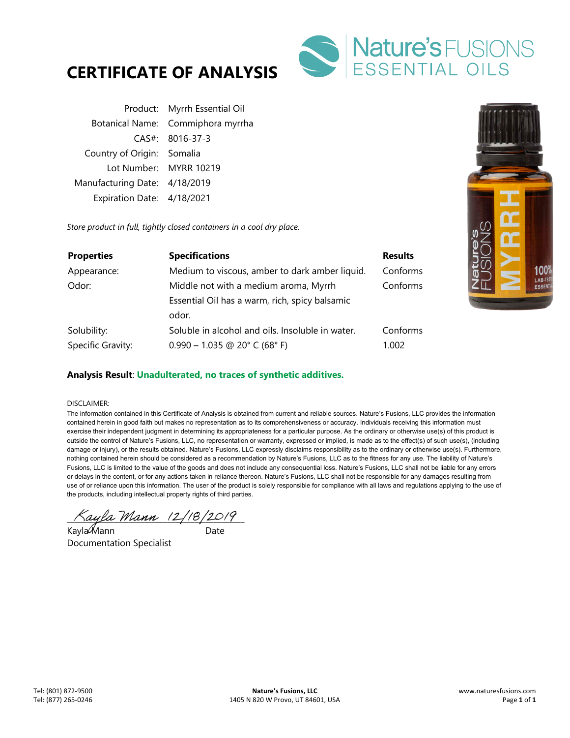# CERTIFICATE OF ANALYSIS

Nature's FUSIONS ESSENTIAL OILS

| | |
|---|---|
| Product: | Myrrh Essential Oil |
| Botanical Name: | Commiphora myrrha |
| CAS#: | 8016-37-3 |
| Country of Origin: | Somalia |
| Lot Number: | MYRR 10219 |
| Manufacturing Date: | 4/18/2019 |
| Expiration Date: | 4/18/2021 |

*Store product in full, tightly closed containers in a cool dry place.*

| Properties | Specifications | Results |
|---|---|---|
| Appearance: | Medium to viscous, amber to dark amber liquid. | Conforms |
| Odor: | Middle not with a medium aroma, Myrrh Essential Oil has a warm, rich, spicy balsamic odor. | Conforms |
| Solubility: | Soluble in alcohol and oils. Insoluble in water. | Conforms |
| Specific Gravity: | 0.990 – 1.035 @ 20° C (68° F) | 1.002 |

**Analysis Result**: **Unadulterated, no traces of synthetic additives.**

DISCLAIMER:

The information contained in this Certificate of Analysis is obtained from current and reliable sources. Nature's Fusions, LLC provides the information contained herein in good faith but makes no representation as to its comprehensiveness or accuracy. Individuals receiving this information must exercise their independent judgment in determining its appropriateness for a particular purpose. As the ordinary or otherwise use(s) of this product is outside the control of Nature's Fusions, LLC, no representation or warranty, expressed or implied, is made as to the effect(s) of such use(s), (including damage or injury), or the results obtained. Nature's Fusions, LLC expressly disclaims responsibility as to the ordinary or otherwise use(s). Furthermore, nothing contained herein should be considered as a recommendation by Nature's Fusions, LLC as to the fitness for any use. The liability of Nature's Fusions, LLC is limited to the value of the goods and does not include any consequential loss. Nature's Fusions, LLC shall not be liable for any errors or delays in the content, or for any actions taken in reliance thereon. Nature's Fusions, LLC shall not be responsible for any damages resulting from use of or reliance upon this information. The user of the product is solely responsible for compliance with all laws and regulations applying to the use of the products, including intellectual property rights of third parties.

Kayla Mann 12/18/2019

Kayla Mann — Date

Documentation Specialist

Tel: (801) 872-9500
Tel: (877) 265-0246

**Nature's Fusions, LLC**
1405 N 820 W Provo, UT 84601, USA

www.naturesfusions.com